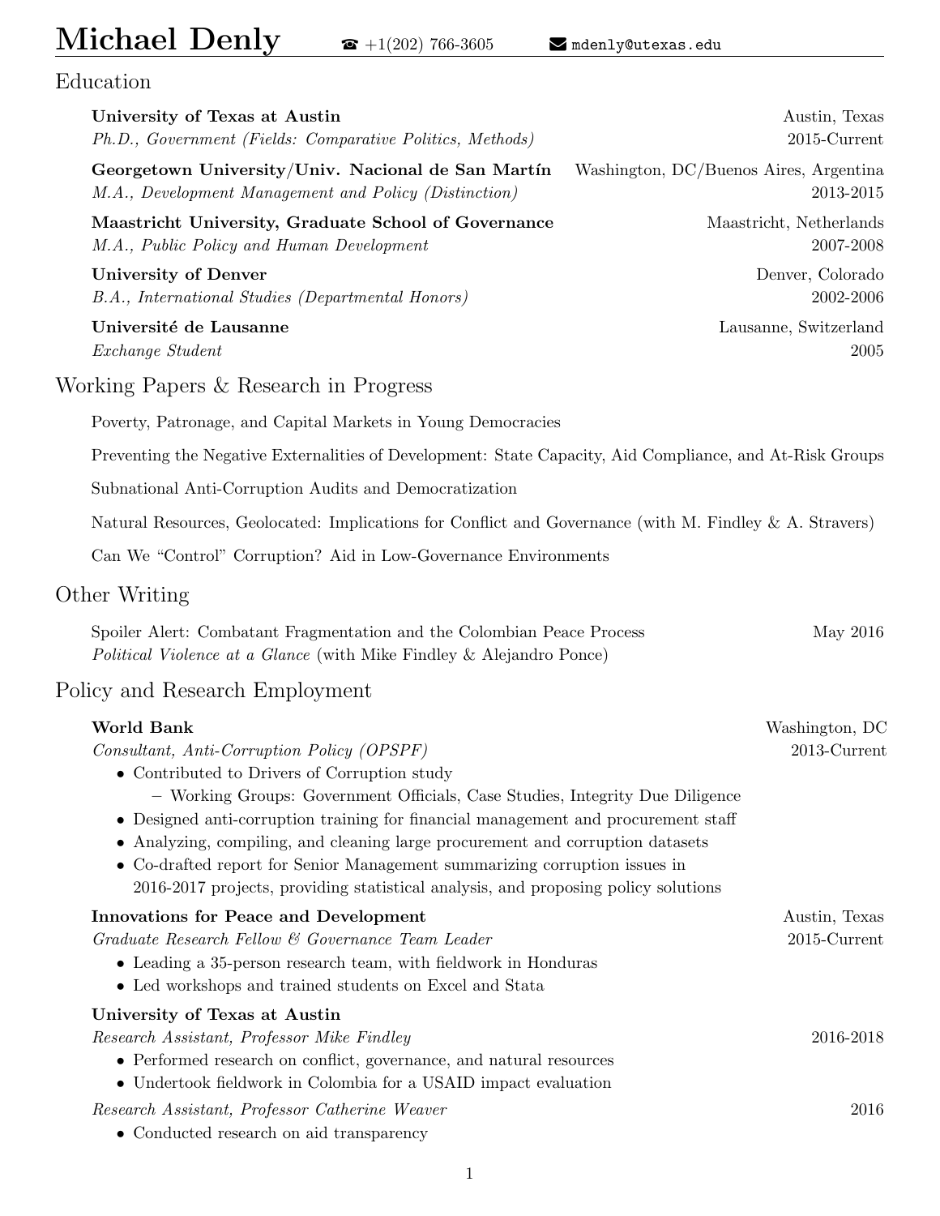# Michael Denly

☎ +1(202) 766-3605 ✉ mdenly@utexas.edu

## Education

**University of Texas at Austin** — Austin, Texas
*Ph.D., Government (Fields: Comparative Politics, Methods)* — 2015-Current

**Georgetown University/Univ. Nacional de San Martín** — Washington, DC/Buenos Aires, Argentina
*M.A., Development Management and Policy (Distinction)* — 2013-2015

**Maastricht University, Graduate School of Governance** — Maastricht, Netherlands
*M.A., Public Policy and Human Development* — 2007-2008

**University of Denver** — Denver, Colorado
*B.A., International Studies (Departmental Honors)* — 2002-2006

**Université de Lausanne** — Lausanne, Switzerland
*Exchange Student* — 2005

## Working Papers & Research in Progress

Poverty, Patronage, and Capital Markets in Young Democracies

Preventing the Negative Externalities of Development: State Capacity, Aid Compliance, and At-Risk Groups

Subnational Anti-Corruption Audits and Democratization

Natural Resources, Geolocated: Implications for Conflict and Governance (with M. Findley & A. Stravers)

Can We "Control" Corruption? Aid in Low-Governance Environments

## Other Writing

Spoiler Alert: Combatant Fragmentation and the Colombian Peace Process — May 2016
*Political Violence at a Glance* (with Mike Findley & Alejandro Ponce)

## Policy and Research Employment

**World Bank** — Washington, DC
*Consultant, Anti-Corruption Policy (OPSPF)* — 2013-Current

- Contributed to Drivers of Corruption study
  - Working Groups: Government Officials, Case Studies, Integrity Due Diligence
- Designed anti-corruption training for financial management and procurement staff
- Analyzing, compiling, and cleaning large procurement and corruption datasets
- Co-drafted report for Senior Management summarizing corruption issues in 2016-2017 projects, providing statistical analysis, and proposing policy solutions

**Innovations for Peace and Development** — Austin, Texas
*Graduate Research Fellow & Governance Team Leader* — 2015-Current

- Leading a 35-person research team, with fieldwork in Honduras
- Led workshops and trained students on Excel and Stata

**University of Texas at Austin**
*Research Assistant, Professor Mike Findley* — 2016-2018

- Performed research on conflict, governance, and natural resources
- Undertook fieldwork in Colombia for a USAID impact evaluation

*Research Assistant, Professor Catherine Weaver* — 2016

- Conducted research on aid transparency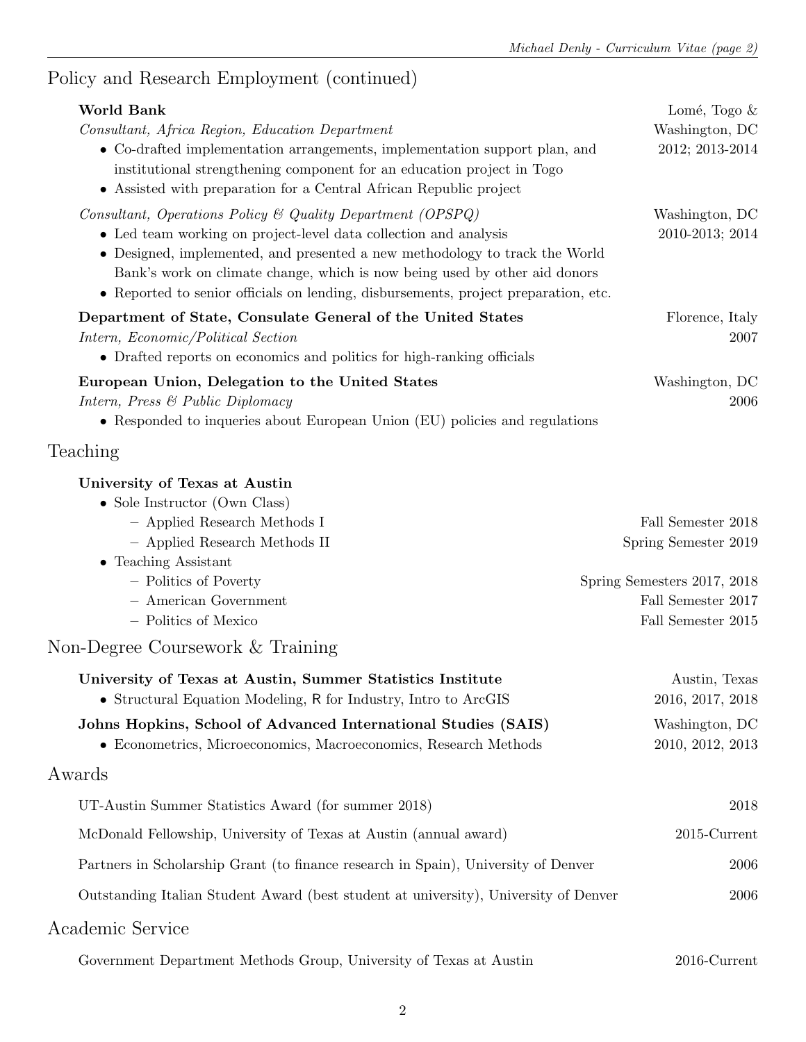## Policy and Research Employment (continued)

**World Bank** — Lomé, Togo & Washington, DC

*Consultant, Africa Region, Education Department* — 2012; 2013-2014

- Co-drafted implementation arrangements, implementation support plan, and institutional strengthening component for an education project in Togo
- Assisted with preparation for a Central African Republic project

*Consultant, Operations Policy & Quality Department (OPSPQ)* — Washington, DC, 2010-2013; 2014

- Led team working on project-level data collection and analysis
- Designed, implemented, and presented a new methodology to track the World Bank's work on climate change, which is now being used by other aid donors
- Reported to senior officials on lending, disbursements, project preparation, etc.

**Department of State, Consulate General of the United States** — Florence, Italy

*Intern, Economic/Political Section* — 2007

- Drafted reports on economics and politics for high-ranking officials

**European Union, Delegation to the United States** — Washington, DC

*Intern, Press & Public Diplomacy* — 2006

- Responded to inqueries about European Union (EU) policies and regulations

## Teaching

**University of Texas at Austin**

- Sole Instructor (Own Class)
  - Applied Research Methods I — Fall Semester 2018
  - Applied Research Methods II — Spring Semester 2019
- Teaching Assistant
  - Politics of Poverty — Spring Semesters 2017, 2018
  - American Government — Fall Semester 2017
  - Politics of Mexico — Fall Semester 2015

## Non-Degree Coursework & Training

**University of Texas at Austin, Summer Statistics Institute** — Austin, Texas

- Structural Equation Modeling, R for Industry, Intro to ArcGIS — 2016, 2017, 2018

**Johns Hopkins, School of Advanced International Studies (SAIS)** — Washington, DC

- Econometrics, Microeconomics, Macroeconomics, Research Methods — 2010, 2012, 2013

## Awards

UT-Austin Summer Statistics Award (for summer 2018) — 2018

McDonald Fellowship, University of Texas at Austin (annual award) — 2015-Current

Partners in Scholarship Grant (to finance research in Spain), University of Denver — 2006

Outstanding Italian Student Award (best student at university), University of Denver — 2006

## Academic Service

Government Department Methods Group, University of Texas at Austin — 2016-Current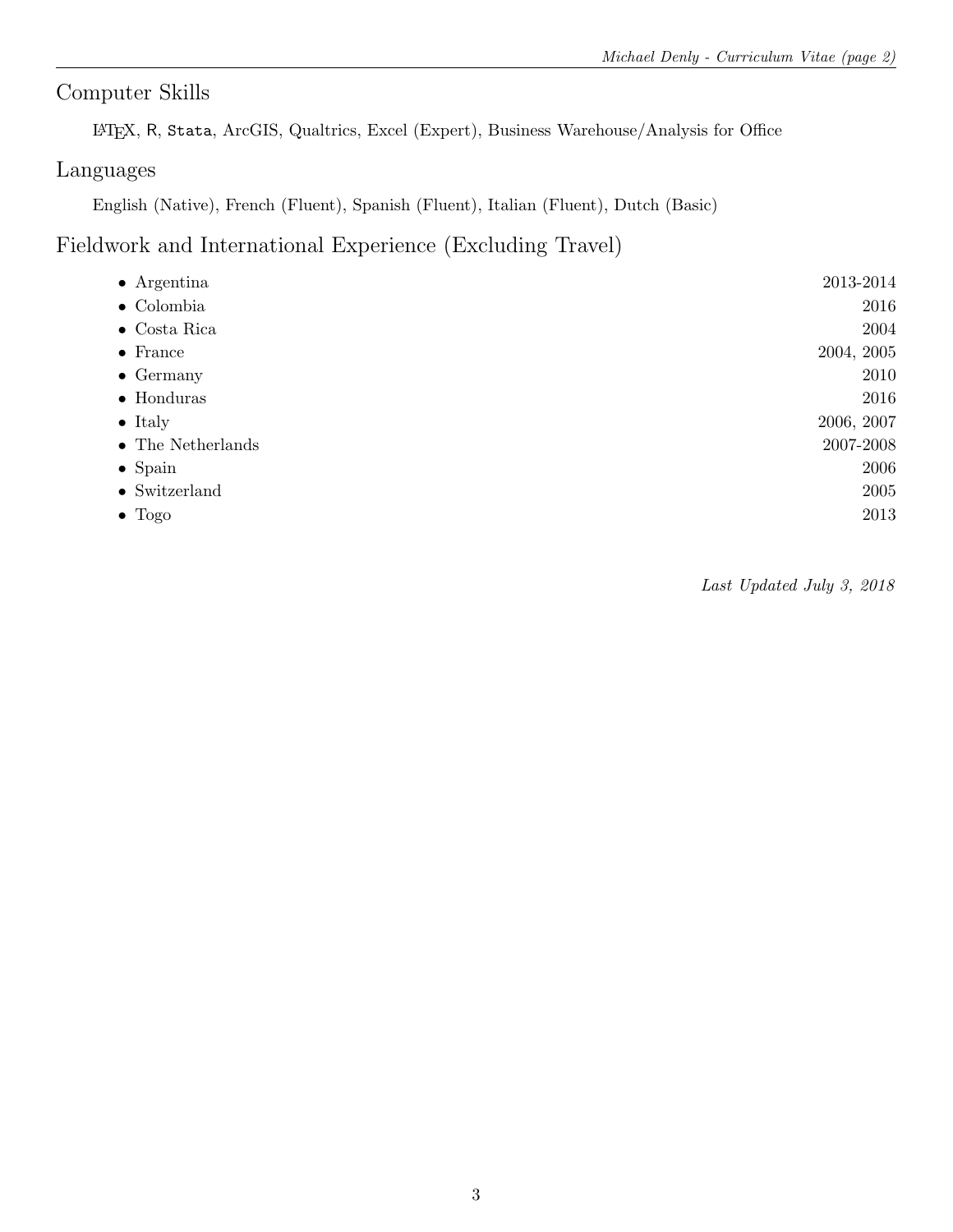## Computer Skills

LaTeX, R, Stata, ArcGIS, Qualtrics, Excel (Expert), Business Warehouse/Analysis for Office

## Languages

English (Native), French (Fluent), Spanish (Fluent), Italian (Fluent), Dutch (Basic)

## Fieldwork and International Experience (Excluding Travel)

- Argentina — 2013-2014
- Colombia — 2016
- Costa Rica — 2004
- France — 2004, 2005
- Germany — 2010
- Honduras — 2016
- Italy — 2006, 2007
- The Netherlands — 2007-2008
- Spain — 2006
- Switzerland — 2005
- Togo — 2013

*Last Updated July 3, 2018*